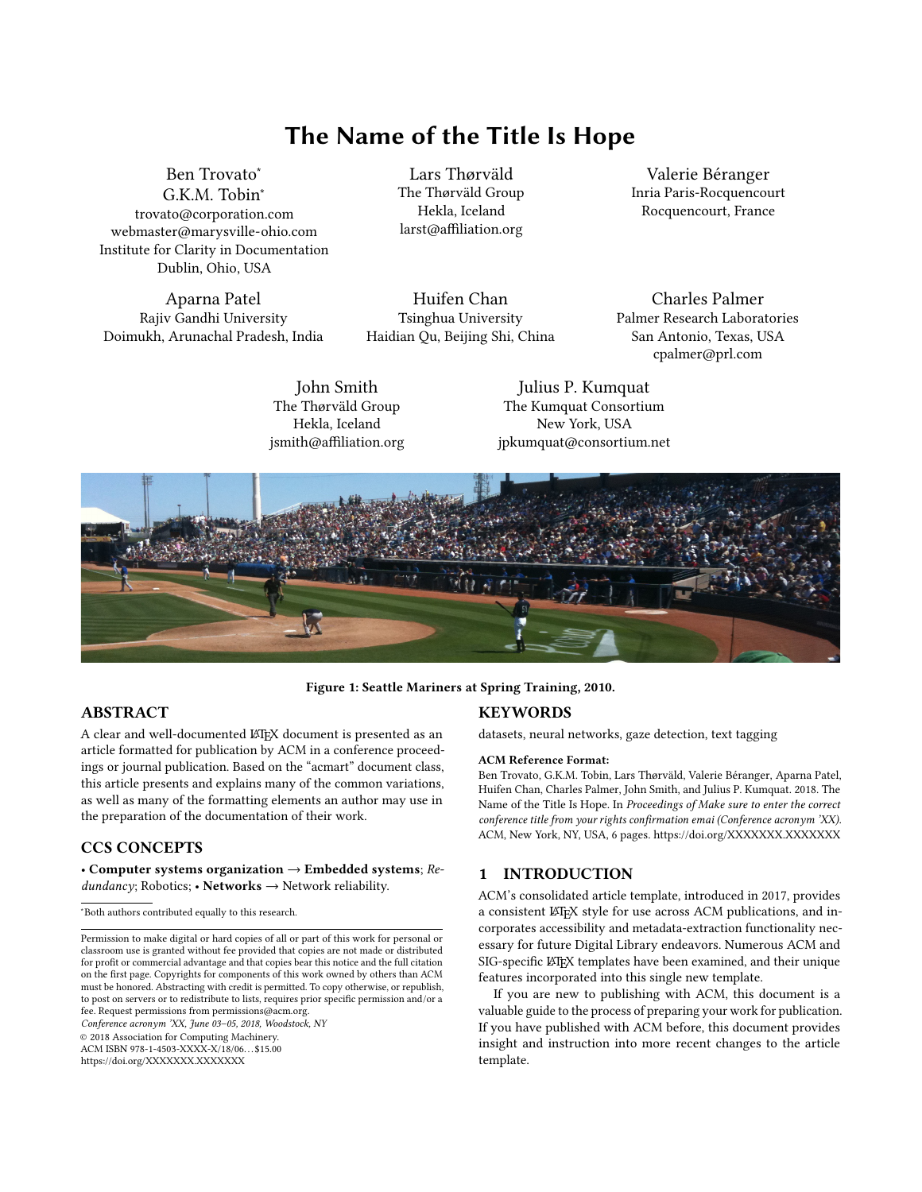# The Name of the Title Is Hope

Ben Trovato*
G.K.M. Tobin*
trovato@corporation.com
webmaster@marysville-ohio.com
Institute for Clarity in Documentation
Dublin, Ohio, USA

Lars Thørväld
The Thørväld Group
Hekla, Iceland
larst@affiliation.org

Valerie Béranger
Inria Paris-Rocquencourt
Rocquencourt, France

Aparna Patel
Rajiv Gandhi University
Doimukh, Arunachal Pradesh, India

Huifen Chan
Tsinghua University
Haidian Qu, Beijing Shi, China

Charles Palmer
Palmer Research Laboratories
San Antonio, Texas, USA
cpalmer@prl.com

John Smith
The Thørväld Group
Hekla, Iceland
jsmith@affiliation.org

Julius P. Kumquat
The Kumquat Consortium
New York, USA
jpkumquat@consortium.net

**Figure 1: Seattle Mariners at Spring Training, 2010.**

## ABSTRACT

A clear and well-documented LaTeX document is presented as an article formatted for publication by ACM in a conference proceedings or journal publication. Based on the "acmart" document class, this article presents and explains many of the common variations, as well as many of the formatting elements an author may use in the preparation of the documentation of their work.

## CCS CONCEPTS

• **Computer systems organization** → **Embedded systems**; *Redundancy*; Robotics; • **Networks** → Network reliability.

*Both authors contributed equally to this research.

Permission to make digital or hard copies of all or part of this work for personal or classroom use is granted without fee provided that copies are not made or distributed for profit or commercial advantage and that copies bear this notice and the full citation on the first page. Copyrights for components of this work owned by others than ACM must be honored. Abstracting with credit is permitted. To copy otherwise, or republish, to post on servers or to redistribute to lists, requires prior specific permission and/or a fee. Request permissions from permissions@acm.org.
*Conference acronym 'XX, June 03–05, 2018, Woodstock, NY*
© 2018 Association for Computing Machinery.
ACM ISBN 978-1-4503-XXXX-X/18/06...$15.00
https://doi.org/XXXXXXX.XXXXXXX

## KEYWORDS

datasets, neural networks, gaze detection, text tagging

**ACM Reference Format:**
Ben Trovato, G.K.M. Tobin, Lars Thørväld, Valerie Béranger, Aparna Patel, Huifen Chan, Charles Palmer, John Smith, and Julius P. Kumquat. 2018. The Name of the Title Is Hope. In *Proceedings of Make sure to enter the correct conference title from your rights confirmation emai (Conference acronym 'XX)*. ACM, New York, NY, USA, 6 pages. https://doi.org/XXXXXXX.XXXXXXX

## 1 INTRODUCTION

ACM's consolidated article template, introduced in 2017, provides a consistent LaTeX style for use across ACM publications, and incorporates accessibility and metadata-extraction functionality necessary for future Digital Library endeavors. Numerous ACM and SIG-specific LaTeX templates have been examined, and their unique features incorporated into this single new template.

If you are new to publishing with ACM, this document is a valuable guide to the process of preparing your work for publication. If you have published with ACM before, this document provides insight and instruction into more recent changes to the article template.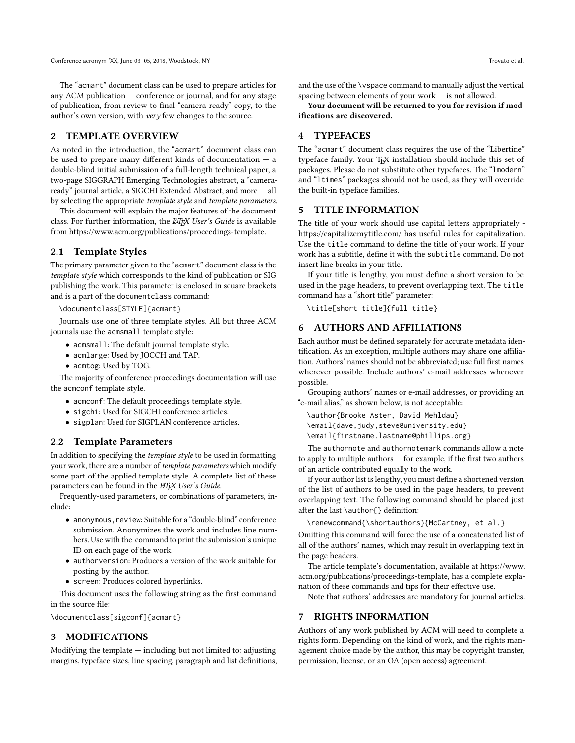The "acmart" document class can be used to prepare articles for any ACM publication — conference or journal, and for any stage of publication, from review to final "camera-ready" copy, to the author's own version, with *very* few changes to the source.

## 2 TEMPLATE OVERVIEW

As noted in the introduction, the "acmart" document class can be used to prepare many different kinds of documentation — a double-blind initial submission of a full-length technical paper, a two-page SIGGRAPH Emerging Technologies abstract, a "camera-ready" journal article, a SIGCHI Extended Abstract, and more — all by selecting the appropriate *template style* and *template parameters*.

This document will explain the major features of the document class. For further information, the *LaTeX User's Guide* is available from https://www.acm.org/publications/proceedings-template.

### 2.1 Template Styles

The primary parameter given to the "acmart" document class is the *template style* which corresponds to the kind of publication or SIG publishing the work. This parameter is enclosed in square brackets and is a part of the `documentclass` command:

```
\documentclass[STYLE]{acmart}
```

Journals use one of three template styles. All but three ACM journals use the `acmsmall` template style:

- `acmsmall`: The default journal template style.
- `acmlarge`: Used by JOCCH and TAP.
- `acmtog`: Used by TOG.

The majority of conference proceedings documentation will use the `acmconf` template style.

- `acmconf`: The default proceedings template style.
- `sigchi`: Used for SIGCHI conference articles.
- `sigplan`: Used for SIGPLAN conference articles.

### 2.2 Template Parameters

In addition to specifying the *template style* to be used in formatting your work, there are a number of *template parameters* which modify some part of the applied template style. A complete list of these parameters can be found in the *LaTeX User's Guide*.

Frequently-used parameters, or combinations of parameters, include:

- `anonymous,review`: Suitable for a "double-blind" conference submission. Anonymizes the work and includes line numbers. Use with the command to print the submission's unique ID on each page of the work.
- `authorversion`: Produces a version of the work suitable for posting by the author.
- `screen`: Produces colored hyperlinks.

This document uses the following string as the first command in the source file:

```
\documentclass[sigconf]{acmart}
```

## 3 MODIFICATIONS

Modifying the template — including but not limited to: adjusting margins, typeface sizes, line spacing, paragraph and list definitions, and the use of the `\vspace` command to manually adjust the vertical spacing between elements of your work — is not allowed.

**Your document will be returned to you for revision if modifications are discovered.**

## 4 TYPEFACES

The "acmart" document class requires the use of the "Libertine" typeface family. Your TeX installation should include this set of packages. Please do not substitute other typefaces. The "`lmodern`" and "`ltimes`" packages should not be used, as they will override the built-in typeface families.

## 5 TITLE INFORMATION

The title of your work should use capital letters appropriately - https://capitalizemytitle.com/ has useful rules for capitalization. Use the `title` command to define the title of your work. If your work has a subtitle, define it with the `subtitle` command. Do not insert line breaks in your title.

If your title is lengthy, you must define a short version to be used in the page headers, to prevent overlapping text. The `title` command has a "short title" parameter:

```
\title[short title]{full title}
```

## 6 AUTHORS AND AFFILIATIONS

Each author must be defined separately for accurate metadata identification. As an exception, multiple authors may share one affiliation. Authors' names should not be abbreviated; use full first names wherever possible. Include authors' e-mail addresses whenever possible.

Grouping authors' names or e-mail addresses, or providing an "e-mail alias," as shown below, is not acceptable:

```
\author{Brooke Aster, David Mehldau}
\email{dave,judy,steve@university.edu}
\email{firstname.lastname@phillips.org}
```

The `authornote` and `authornotemark` commands allow a note to apply to multiple authors — for example, if the first two authors of an article contributed equally to the work.

If your author list is lengthy, you must define a shortened version of the list of authors to be used in the page headers, to prevent overlapping text. The following command should be placed just after the last `\author{}` definition:

```
\renewcommand{\shortauthors}{McCartney, et al.}
```

Omitting this command will force the use of a concatenated list of all of the authors' names, which may result in overlapping text in the page headers.

The article template's documentation, available at https://www.acm.org/publications/proceedings-template, has a complete explanation of these commands and tips for their effective use.

Note that authors' addresses are mandatory for journal articles.

## 7 RIGHTS INFORMATION

Authors of any work published by ACM will need to complete a rights form. Depending on the kind of work, and the rights management choice made by the author, this may be copyright transfer, permission, license, or an OA (open access) agreement.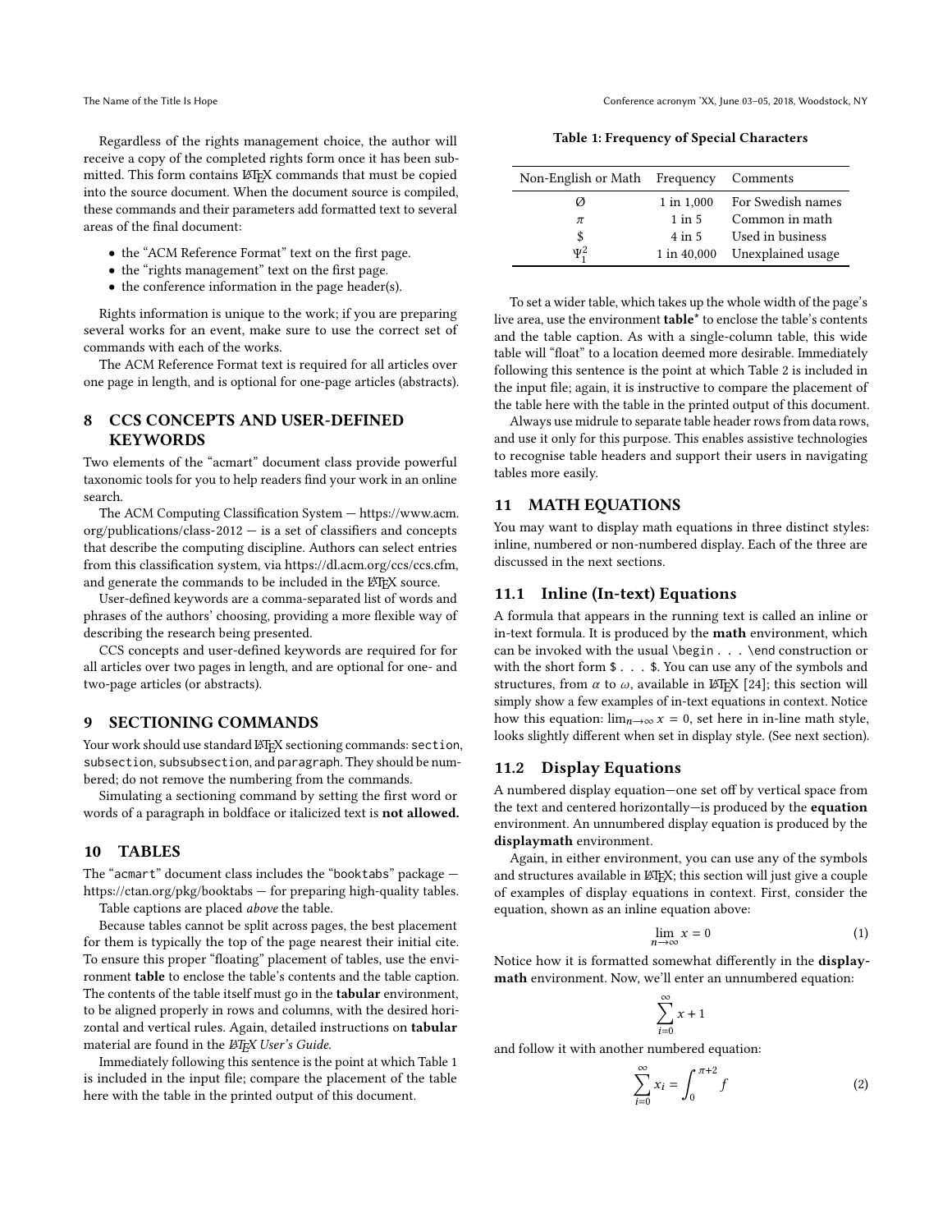Regardless of the rights management choice, the author will receive a copy of the completed rights form once it has been submitted. This form contains LaTeX commands that must be copied into the source document. When the document source is compiled, these commands and their parameters add formatted text to several areas of the final document:

- the "ACM Reference Format" text on the first page.
- the "rights management" text on the first page.
- the conference information in the page header(s).

Rights information is unique to the work; if you are preparing several works for an event, make sure to use the correct set of commands with each of the works.

The ACM Reference Format text is required for all articles over one page in length, and is optional for one-page articles (abstracts).

## 8 CCS CONCEPTS AND USER-DEFINED KEYWORDS

Two elements of the "acmart" document class provide powerful taxonomic tools for you to help readers find your work in an online search.

The ACM Computing Classification System — https://www.acm.org/publications/class-2012 — is a set of classifiers and concepts that describe the computing discipline. Authors can select entries from this classification system, via https://dl.acm.org/ccs/ccs.cfm, and generate the commands to be included in the LaTeX source.

User-defined keywords are a comma-separated list of words and phrases of the authors' choosing, providing a more flexible way of describing the research being presented.

CCS concepts and user-defined keywords are required for for all articles over two pages in length, and are optional for one- and two-page articles (or abstracts).

## 9 SECTIONING COMMANDS

Your work should use standard LaTeX sectioning commands: `section`, `subsection`, `subsubsection`, and `paragraph`. They should be numbered; do not remove the numbering from the commands.

Simulating a sectioning command by setting the first word or words of a paragraph in boldface or italicized text is **not allowed.**

## 10 TABLES

The "`acmart`" document class includes the "`booktabs`" package — https://ctan.org/pkg/booktabs — for preparing high-quality tables.

Table captions are placed *above* the table.

Because tables cannot be split across pages, the best placement for them is typically the top of the page nearest their initial cite. To ensure this proper "floating" placement of tables, use the environment **table** to enclose the table's contents and the table caption. The contents of the table itself must go in the **tabular** environment, to be aligned properly in rows and columns, with the desired horizontal and vertical rules. Again, detailed instructions on **tabular** material are found in the *LaTeX User's Guide*.

Immediately following this sentence is the point at which Table 1 is included in the input file; compare the placement of the table here with the table in the printed output of this document.

**Table 1: Frequency of Special Characters**

| Non-English or Math | Frequency | Comments |
|---|---|---|
| Ø | 1 in 1,000 | For Swedish names |
| $\pi$ | 1 in 5 | Common in math |
| \$ | 4 in 5 | Used in business |
| $\Psi_1^2$ | 1 in 40,000 | Unexplained usage |

To set a wider table, which takes up the whole width of the page's live area, use the environment **table\*** to enclose the table's contents and the table caption. As with a single-column table, this wide table will "float" to a location deemed more desirable. Immediately following this sentence is the point at which Table 2 is included in the input file; again, it is instructive to compare the placement of the table here with the table in the printed output of this document.

Always use midrule to separate table header rows from data rows, and use it only for this purpose. This enables assistive technologies to recognise table headers and support their users in navigating tables more easily.

## 11 MATH EQUATIONS

You may want to display math equations in three distinct styles: inline, numbered or non-numbered display. Each of the three are discussed in the next sections.

### 11.1 Inline (In-text) Equations

A formula that appears in the running text is called an inline or in-text formula. It is produced by the **math** environment, which can be invoked with the usual `\begin . . . \end` construction or with the short form `$ . . . $`. You can use any of the symbols and structures, from $\alpha$ to $\omega$, available in LaTeX [24]; this section will simply show a few examples of in-text equations in context. Notice how this equation: $\lim_{n\rightarrow\infty} x = 0$, set here in in-line math style, looks slightly different when set in display style. (See next section).

### 11.2 Display Equations

A numbered display equation—one set off by vertical space from the text and centered horizontally—is produced by the **equation** environment. An unnumbered display equation is produced by the **displaymath** environment.

Again, in either environment, you can use any of the symbols and structures available in LaTeX; this section will just give a couple of examples of display equations in context. First, consider the equation, shown as an inline equation above:

$$\lim_{n\rightarrow\infty} x = 0 \tag{1}$$

Notice how it is formatted somewhat differently in the **displaymath** environment. Now, we'll enter an unnumbered equation:

$$\sum_{i=0}^{\infty} x + 1$$

and follow it with another numbered equation:

$$\sum_{i=0}^{\infty} x_i = \int_{0}^{\pi+2} f \tag{2}$$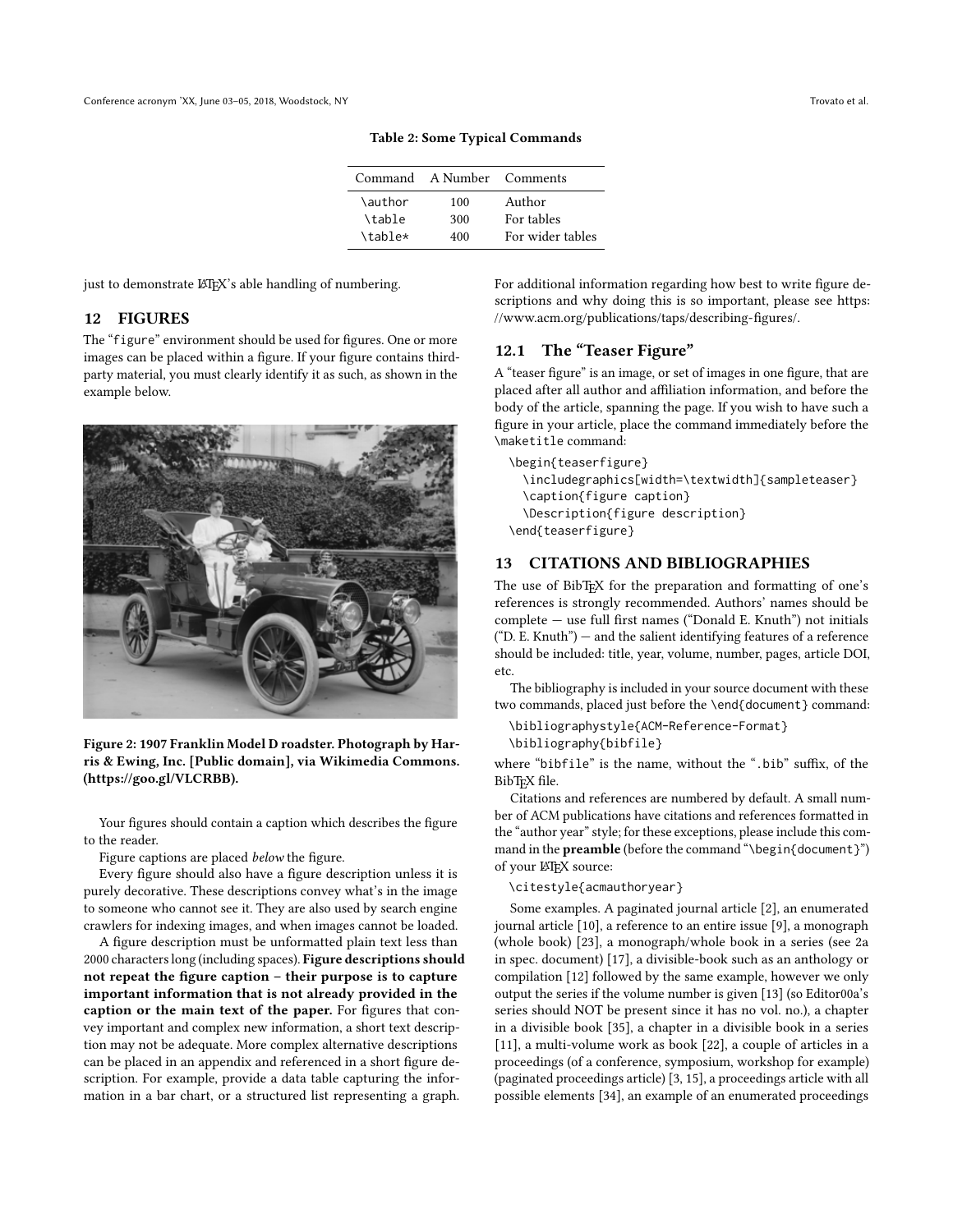**Table 2: Some Typical Commands**

| Command | A Number | Comments |
|---|---|---|
| `\author` | 100 | Author |
| `\table` | 300 | For tables |
| `\table*` | 400 | For wider tables |

just to demonstrate LaTeX's able handling of numbering.

## 12 FIGURES

The "`figure`" environment should be used for figures. One or more images can be placed within a figure. If your figure contains third-party material, you must clearly identify it as such, as shown in the example below.

**Figure 2: 1907 Franklin Model D roadster. Photograph by Harris & Ewing, Inc. [Public domain], via Wikimedia Commons. (https://goo.gl/VLCRBB).**

Your figures should contain a caption which describes the figure to the reader.

Figure captions are placed *below* the figure.

Every figure should also have a figure description unless it is purely decorative. These descriptions convey what's in the image to someone who cannot see it. They are also used by search engine crawlers for indexing images, and when images cannot be loaded.

A figure description must be unformatted plain text less than 2000 characters long (including spaces). **Figure descriptions should not repeat the figure caption – their purpose is to capture important information that is not already provided in the caption or the main text of the paper.** For figures that convey important and complex new information, a short text description may not be adequate. More complex alternative descriptions can be placed in an appendix and referenced in a short figure description. For example, provide a data table capturing the information in a bar chart, or a structured list representing a graph. For additional information regarding how best to write figure descriptions and why doing this is so important, please see https://www.acm.org/publications/taps/describing-figures/.

### 12.1 The "Teaser Figure"

A "teaser figure" is an image, or set of images in one figure, that are placed after all author and affiliation information, and before the body of the article, spanning the page. If you wish to have such a figure in your article, place the command immediately before the `\maketitle` command:

```
\begin{teaserfigure}
  \includegraphics[width=\textwidth]{sampleteaser}
  \caption{figure caption}
  \Description{figure description}
\end{teaserfigure}
```

## 13 CITATIONS AND BIBLIOGRAPHIES

The use of BibTeX for the preparation and formatting of one's references is strongly recommended. Authors' names should be complete — use full first names ("Donald E. Knuth") not initials ("D. E. Knuth") — and the salient identifying features of a reference should be included: title, year, volume, number, pages, article DOI, etc.

The bibliography is included in your source document with these two commands, placed just before the `\end{document}` command:

```
\bibliographystyle{ACM-Reference-Format}
\bibliography{bibfile}
```

where "`bibfile`" is the name, without the "`.bib`" suffix, of the BibTeX file.

Citations and references are numbered by default. A small number of ACM publications have citations and references formatted in the "author year" style; for these exceptions, please include this command in the **preamble** (before the command "`\begin{document}`") of your LaTeX source:

```
\citestyle{acmauthoryear}
```

Some examples. A paginated journal article [2], an enumerated journal article [10], a reference to an entire issue [9], a monograph (whole book) [23], a monograph/whole book in a series (see 2a in spec. document) [17], a divisible-book such as an anthology or compilation [12] followed by the same example, however we only output the series if the volume number is given [13] (so Editor00a's series should NOT be present since it has no vol. no.), a chapter in a divisible book [35], a chapter in a divisible book in a series [11], a multi-volume work as book [22], a couple of articles in a proceedings (of a conference, symposium, workshop for example) (paginated proceedings article) [3, 15], a proceedings article with all possible elements [34], an example of an enumerated proceedings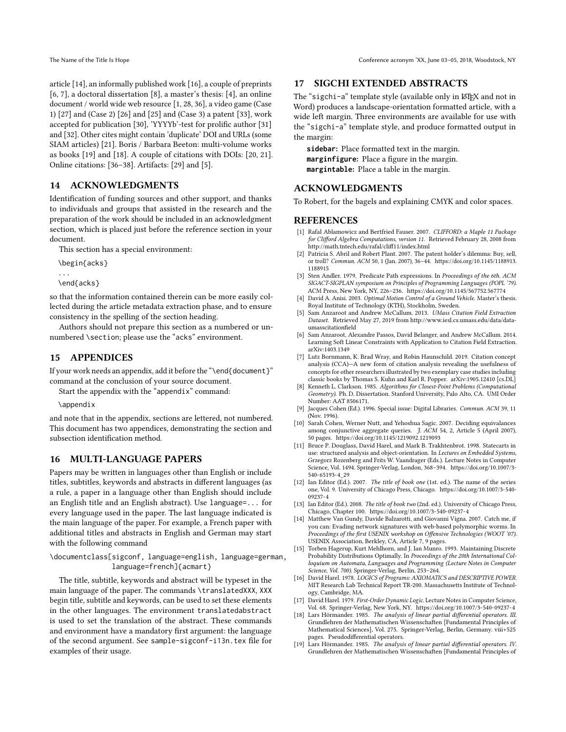article [14], an informally published work [16], a couple of preprints [6, 7], a doctoral dissertation [8], a master's thesis: [4], an online document / world wide web resource [1, 28, 36], a video game (Case 1) [27] and (Case 2) [26] and [25] and (Case 3) a patent [33], work accepted for publication [30], 'YYYYb'-test for prolific author [31] and [32]. Other cites might contain 'duplicate' DOI and URLs (some SIAM articles) [21]. Boris / Barbara Beeton: multi-volume works as books [19] and [18]. A couple of citations with DOIs: [20, 21]. Online citations: [36–38]. Artifacts: [29] and [5].

## 14 ACKNOWLEDGMENTS

Identification of funding sources and other support, and thanks to individuals and groups that assisted in the research and the preparation of the work should be included in an acknowledgment section, which is placed just before the reference section in your document.

This section has a special environment:

```
\begin{acks}
...
\end{acks}
```

so that the information contained therein can be more easily collected during the article metadata extraction phase, and to ensure consistency in the spelling of the section heading.

Authors should not prepare this section as a numbered or unnumbered `\section`; please use the "`acks`" environment.

## 15 APPENDICES

If your work needs an appendix, add it before the "`\end{document}`" command at the conclusion of your source document.

Start the appendix with the "`appendix`" command:

```
\appendix
```

and note that in the appendix, sections are lettered, not numbered. This document has two appendices, demonstrating the section and subsection identification method.

## 16 MULTI-LANGUAGE PAPERS

Papers may be written in languages other than English or include titles, subtitles, keywords and abstracts in different languages (as a rule, a paper in a language other than English should include an English title and an English abstract). Use `language=...` for every language used in the paper. The last language indicated is the main language of the paper. For example, a French paper with additional titles and abstracts in English and German may start with the following command

```
\documentclass[sigconf, language=english, language=german,
               language=french]{acmart}
```

The title, subtitle, keywords and abstract will be typeset in the main language of the paper. The commands `\translatedXXX`, `XXX` begin title, subtitle and keywords, can be used to set these elements in the other languages. The environment `translatedabstract` is used to set the translation of the abstract. These commands and environment have a mandatory first argument: the language of the second argument. See `sample-sigconf-i13n.tex` file for examples of their usage.

## 17 SIGCHI EXTENDED ABSTRACTS

The "`sigchi-a`" template style (available only in LaTeX and not in Word) produces a landscape-orientation formatted article, with a wide left margin. Three environments are available for use with the "`sigchi-a`" template style, and produce formatted output in the margin:

**sidebar:** Place formatted text in the margin.
**marginfigure:** Place a figure in the margin.
**margintable:** Place a table in the margin.

## ACKNOWLEDGMENTS

To Robert, for the bagels and explaining CMYK and color spaces.

## REFERENCES

[1] Rafal Ablamowicz and Bertfried Fauser. 2007. *CLIFFORD: a Maple 11 Package for Clifford Algebra Computations, version 11.* Retrieved February 28, 2008 from http://math.tntech.edu/rafal/cliff11/index.html

[2] Patricia S. Abril and Robert Plant. 2007. The patent holder's dilemma: Buy, sell, or troll? *Commun. ACM* 50, 1 (Jan. 2007), 36–44. https://doi.org/10.1145/1188913.1188915

[3] Sten Andler. 1979. Predicate Path expressions. In *Proceedings of the 6th. ACM SIGACT-SIGPLAN symposium on Principles of Programming Languages (POPL '79).* ACM Press, New York, NY, 226–236. https://doi.org/10.1145/567752.567774

[4] David A. Anisi. 2003. *Optimal Motion Control of a Ground Vehicle.* Master's thesis. Royal Institute of Technology (KTH), Stockholm, Sweden.

[5] Sam Anzaroot and Andrew McCallum. 2013. *UMass Citation Field Extraction Dataset.* Retrieved May 27, 2019 from http://www.iesl.cs.umass.edu/data/data-umasscitationfield

[6] Sam Anzaroot, Alexandre Passos, David Belanger, and Andrew McCallum. 2014. Learning Soft Linear Constraints with Application to Citation Field Extraction. arXiv:1403.1349

[7] Lutz Bornmann, K. Brad Wray, and Robin Haunschild. 2019. Citation concept analysis (CCA)—A new form of citation analysis revealing the usefulness of concepts for other researchers illustrated by two exemplary case studies including classic books by Thomas S. Kuhn and Karl R. Popper. arXiv:1905.12410 [cs.DL]

[8] Kenneth L. Clarkson. 1985. *Algorithms for Closest-Point Problems (Computational Geometry).* Ph. D. Dissertation. Stanford University, Palo Alto, CA. UMI Order Number: AAT 8506171.

[9] Jacques Cohen (Ed.). 1996. Special issue: Digital Libraries. *Commun. ACM* 39, 11 (Nov. 1996).

[10] Sarah Cohen, Werner Nutt, and Yehoshua Sagic. 2007. Deciding equivalances among conjunctive aggregate queries. *J. ACM* 54, 2, Article 5 (April 2007), 50 pages. https://doi.org/10.1145/1219092.1219093

[11] Bruce P. Douglass, David Harel, and Mark B. Trakhtenbrot. 1998. Statecarts in use: structured analysis and object-orientation. In *Lectures on Embedded Systems*, Grzegorz Rozenberg and Frits W. Vaandrager (Eds.). Lecture Notes in Computer Science, Vol. 1494. Springer-Verlag, London, 368–394. https://doi.org/10.1007/3-540-65193-4_29

[12] Ian Editor (Ed.). 2007. *The title of book one* (1st. ed.). The name of the series one, Vol. 9. University of Chicago Press, Chicago. https://doi.org/10.1007/3-540-09237-4

[13] Ian Editor (Ed.). 2008. *The title of book two* (2nd. ed.). University of Chicago Press, Chicago, Chapter 100. https://doi.org/10.1007/3-540-09237-4

[14] Matthew Van Gundy, Davide Balzarotti, and Giovanni Vigna. 2007. Catch me, if you can: Evading network signatures with web-based polymorphic worms. In *Proceedings of the first USENIX workshop on Offensive Technologies (WOOT '07).* USENIX Association, Berkley, CA, Article 7, 9 pages.

[15] Torben Hagerup, Kurt Mehlhorn, and J. Ian Munro. 1993. Maintaining Discrete Probability Distributions Optimally. In *Proceedings of the 20th International Colloquium on Automata, Languages and Programming (Lecture Notes in Computer Science, Vol. 700).* Springer-Verlag, Berlin, 253–264.

[16] David Harel. 1978. *LOGICS of Programs: AXIOMATICS and DESCRIPTIVE POWER.* MIT Research Lab Technical Report TR-200. Massachusetts Institute of Technology, Cambridge, MA.

[17] David Harel. 1979. *First-Order Dynamic Logic.* Lecture Notes in Computer Science, Vol. 68. Springer-Verlag, New York, NY. https://doi.org/10.1007/3-540-09237-4

[18] Lars Hörmander. 1985. *The analysis of linear partial differential operators. III.* Grundlehren der Mathematischen Wissenschaften [Fundamental Principles of Mathematical Sciences], Vol. 275. Springer-Verlag, Berlin, Germany. viii+525 pages. Pseudodifferential operators.

[19] Lars Hörmander. 1985. *The analysis of linear partial differential operators. IV.* Grundlehren der Mathematischen Wissenschaften [Fundamental Principles of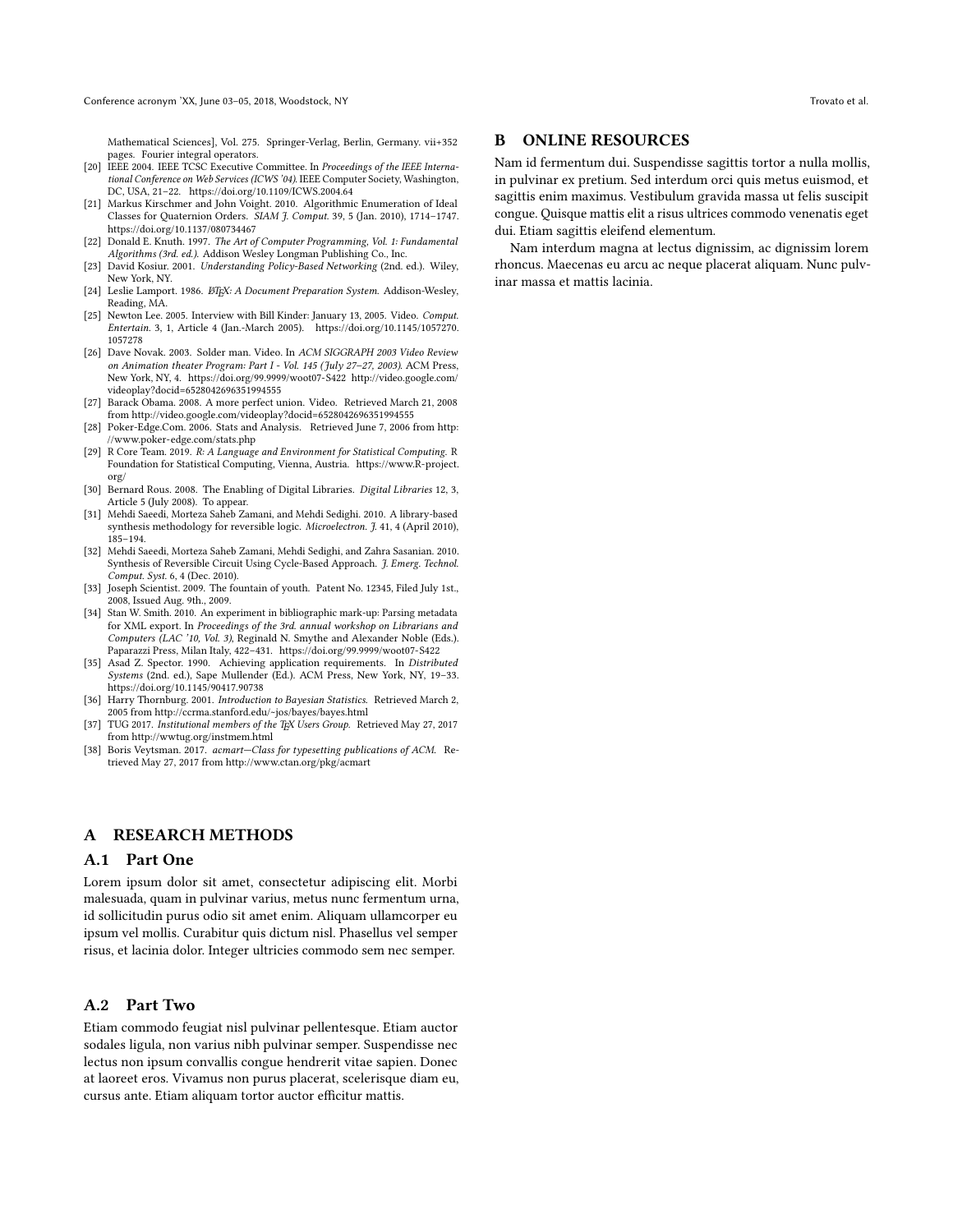Mathematical Sciences], Vol. 275. Springer-Verlag, Berlin, Germany. vii+352 pages. Fourier integral operators.

[20] IEEE 2004. IEEE TCSC Executive Committee. In *Proceedings of the IEEE International Conference on Web Services (ICWS '04)*. IEEE Computer Society, Washington, DC, USA, 21–22. https://doi.org/10.1109/ICWS.2004.64

[21] Markus Kirschmer and John Voight. 2010. Algorithmic Enumeration of Ideal Classes for Quaternion Orders. *SIAM J. Comput.* 39, 5 (Jan. 2010), 1714–1747. https://doi.org/10.1137/080734467

[22] Donald E. Knuth. 1997. *The Art of Computer Programming, Vol. 1: Fundamental Algorithms (3rd. ed.)*. Addison Wesley Longman Publishing Co., Inc.

[23] David Kosiur. 2001. *Understanding Policy-Based Networking* (2nd. ed.). Wiley, New York, NY.

[24] Leslie Lamport. 1986. *LaTeX: A Document Preparation System*. Addison-Wesley, Reading, MA.

[25] Newton Lee. 2005. Interview with Bill Kinder: January 13, 2005. Video. *Comput. Entertain.* 3, 1, Article 4 (Jan.-March 2005). https://doi.org/10.1145/1057270.1057278

[26] Dave Novak. 2003. Solder man. Video. In *ACM SIGGRAPH 2003 Video Review on Animation theater Program: Part I - Vol. 145 (July 27–27, 2003)*. ACM Press, New York, NY, 4. https://doi.org/99.9999/woot07-S422 http://video.google.com/videoplay?docid=6528042696351994555

[27] Barack Obama. 2008. A more perfect union. Video. Retrieved March 21, 2008 from http://video.google.com/videoplay?docid=6528042696351994555

[28] Poker-Edge.Com. 2006. Stats and Analysis. Retrieved June 7, 2006 from http://www.poker-edge.com/stats.php

[29] R Core Team. 2019. *R: A Language and Environment for Statistical Computing*. R Foundation for Statistical Computing, Vienna, Austria. https://www.R-project.org/

[30] Bernard Rous. 2008. The Enabling of Digital Libraries. *Digital Libraries* 12, 3, Article 5 (July 2008). To appear.

[31] Mehdi Saeedi, Morteza Saheb Zamani, and Mehdi Sedighi. 2010. A library-based synthesis methodology for reversible logic. *Microelectron. J.* 41, 4 (April 2010), 185–194.

[32] Mehdi Saeedi, Morteza Saheb Zamani, Mehdi Sedighi, and Zahra Sasanian. 2010. Synthesis of Reversible Circuit Using Cycle-Based Approach. *J. Emerg. Technol. Comput. Syst.* 6, 4 (Dec. 2010).

[33] Joseph Scientist. 2009. The fountain of youth. Patent No. 12345, Filed July 1st., 2008, Issued Aug. 9th., 2009.

[34] Stan W. Smith. 2010. An experiment in bibliographic mark-up: Parsing metadata for XML export. In *Proceedings of the 3rd. annual workshop on Librarians and Computers (LAC '10, Vol. 3)*, Reginald N. Smythe and Alexander Noble (Eds.). Paparazzi Press, Milan Italy, 422–431. https://doi.org/99.9999/woot07-S422

[35] Asad Z. Spector. 1990. Achieving application requirements. In *Distributed Systems* (2nd. ed.), Sape Mullender (Ed.). ACM Press, New York, NY, 19–33. https://doi.org/10.1145/90417.90738

[36] Harry Thornburg. 2001. *Introduction to Bayesian Statistics*. Retrieved March 2, 2005 from http://ccrma.stanford.edu/~jos/bayes/bayes.html

[37] TUG 2017. *Institutional members of the TeX Users Group*. Retrieved May 27, 2017 from http://wwtug.org/instmem.html

[38] Boris Veytsman. 2017. *acmart—Class for typesetting publications of ACM*. Retrieved May 27, 2017 from http://www.ctan.org/pkg/acmart

# A RESEARCH METHODS

## A.1 Part One

Lorem ipsum dolor sit amet, consectetur adipiscing elit. Morbi malesuada, quam in pulvinar varius, metus nunc fermentum urna, id sollicitudin purus odio sit amet enim. Aliquam ullamcorper eu ipsum vel mollis. Curabitur quis dictum nisl. Phasellus vel semper risus, et lacinia dolor. Integer ultricies commodo sem nec semper.

## A.2 Part Two

Etiam commodo feugiat nisl pulvinar pellentesque. Etiam auctor sodales ligula, non varius nibh pulvinar semper. Suspendisse nec lectus non ipsum convallis congue hendrerit vitae sapien. Donec at laoreet eros. Vivamus non purus placerat, scelerisque diam eu, cursus ante. Etiam aliquam tortor auctor efficitur mattis.

# B ONLINE RESOURCES

Nam id fermentum dui. Suspendisse sagittis tortor a nulla mollis, in pulvinar ex pretium. Sed interdum orci quis metus euismod, et sagittis enim maximus. Vestibulum gravida massa ut felis suscipit congue. Quisque mattis elit a risus ultrices commodo venenatis eget dui. Etiam sagittis eleifend elementum.

Nam interdum magna at lectus dignissim, ac dignissim lorem rhoncus. Maecenas eu arcu ac neque placerat aliquam. Nunc pulvinar massa et mattis lacinia.